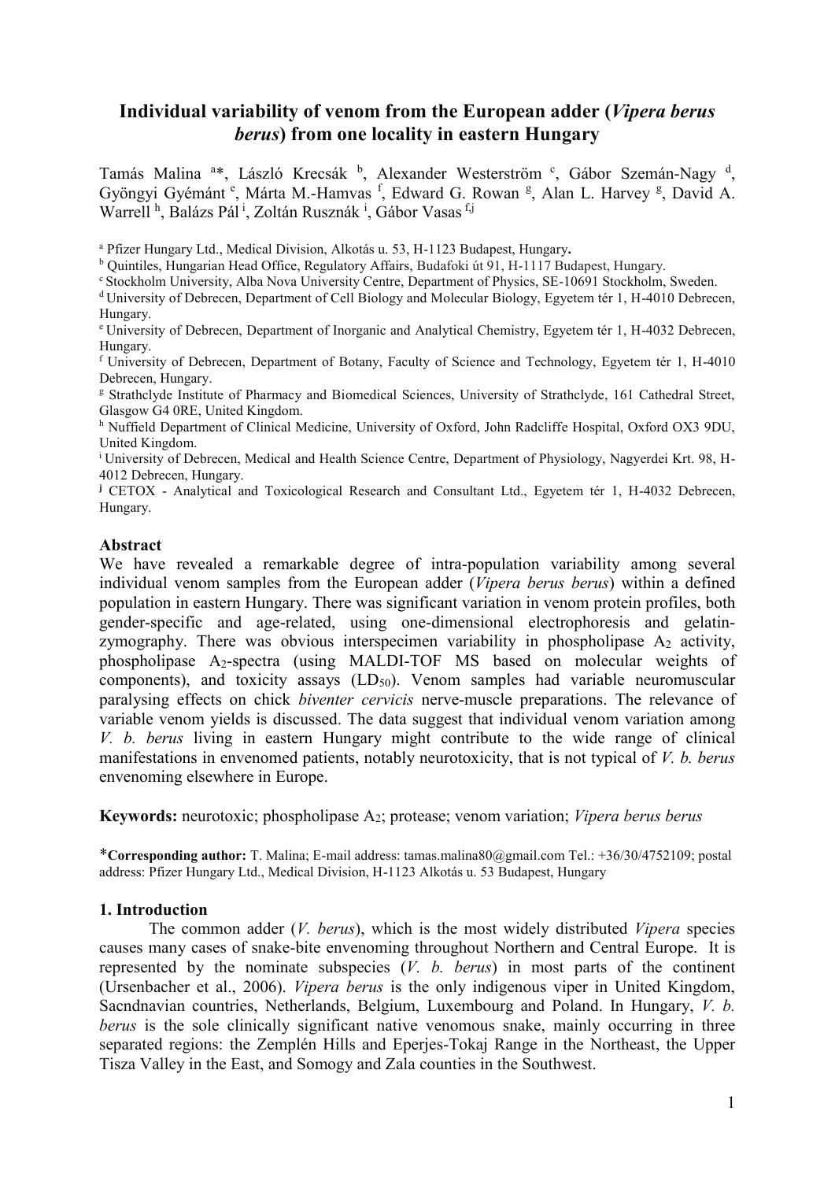# Individual variability of venom from the European adder (*Vipera berus berus*) from one locality in eastern Hungary

Tamás Malina [a]*, László Krecsák [b], Alexander Westerström [c], Gábor Szemán-Nagy [d], Gyöngyi Gyémánt [e], Márta M.-Hamvas [f], Edward G. Rowan [g], Alan L. Harvey [g], David A. Warrell [h], Balázs Pál [i], Zoltán Rusznák [i], Gábor Vasas [f,j]

[a] Pfizer Hungary Ltd., Medical Division, Alkotás u. 53, H-1123 Budapest, Hungary.

[b] Quintiles, Hungarian Head Office, Regulatory Affairs, Budafoki út 91, H-1117 Budapest, Hungary.

[c] Stockholm University, Alba Nova University Centre, Department of Physics, SE-10691 Stockholm, Sweden.

[d] University of Debrecen, Department of Cell Biology and Molecular Biology, Egyetem tér 1, H-4010 Debrecen, Hungary.

[e] University of Debrecen, Department of Inorganic and Analytical Chemistry, Egyetem tér 1, H-4032 Debrecen, Hungary.

[f] University of Debrecen, Department of Botany, Faculty of Science and Technology, Egyetem tér 1, H-4010 Debrecen, Hungary.

[g] Strathclyde Institute of Pharmacy and Biomedical Sciences, University of Strathclyde, 161 Cathedral Street, Glasgow G4 0RE, United Kingdom.

[h] Nuffield Department of Clinical Medicine, University of Oxford, John Radcliffe Hospital, Oxford OX3 9DU, United Kingdom.

[i] University of Debrecen, Medical and Health Science Centre, Department of Physiology, Nagyerdei Krt. 98, H-4012 Debrecen, Hungary.

[j] CETOX - Analytical and Toxicological Research and Consultant Ltd., Egyetem tér 1, H-4032 Debrecen, Hungary.

## Abstract

We have revealed a remarkable degree of intra-population variability among several individual venom samples from the European adder (*Vipera berus berus*) within a defined population in eastern Hungary. There was significant variation in venom protein profiles, both gender-specific and age-related, using one-dimensional electrophoresis and gelatin-zymography. There was obvious interspecimen variability in phospholipase $A_2$ activity, phospholipase $A_2$-spectra (using MALDI-TOF MS based on molecular weights of components), and toxicity assays ($LD_{50}$). Venom samples had variable neuromuscular paralysing effects on chick *biventer cervicis* nerve-muscle preparations. The relevance of variable venom yields is discussed. The data suggest that individual venom variation among *V. b. berus* living in eastern Hungary might contribute to the wide range of clinical manifestations in envenomed patients, notably neurotoxicity, that is not typical of *V. b. berus* envenoming elsewhere in Europe.

**Keywords:** neurotoxic; phospholipase $A_2$; protease; venom variation; *Vipera berus berus*

***Corresponding author:** T. Malina; E-mail address: tamas.malina80@gmail.com Tel.: +36/30/4752109; postal address: Pfizer Hungary Ltd., Medical Division, H-1123 Alkotás u. 53 Budapest, Hungary

## 1. Introduction

The common adder (*V. berus*), which is the most widely distributed *Vipera* species causes many cases of snake-bite envenoming throughout Northern and Central Europe. It is represented by the nominate subspecies (*V. b. berus*) in most parts of the continent (Ursenbacher et al., 2006). *Vipera berus* is the only indigenous viper in United Kingdom, Sacndnavian countries, Netherlands, Belgium, Luxembourg and Poland. In Hungary, *V. b. berus* is the sole clinically significant native venomous snake, mainly occurring in three separated regions: the Zemplén Hills and Eperjes-Tokaj Range in the Northeast, the Upper Tisza Valley in the East, and Somogy and Zala counties in the Southwest.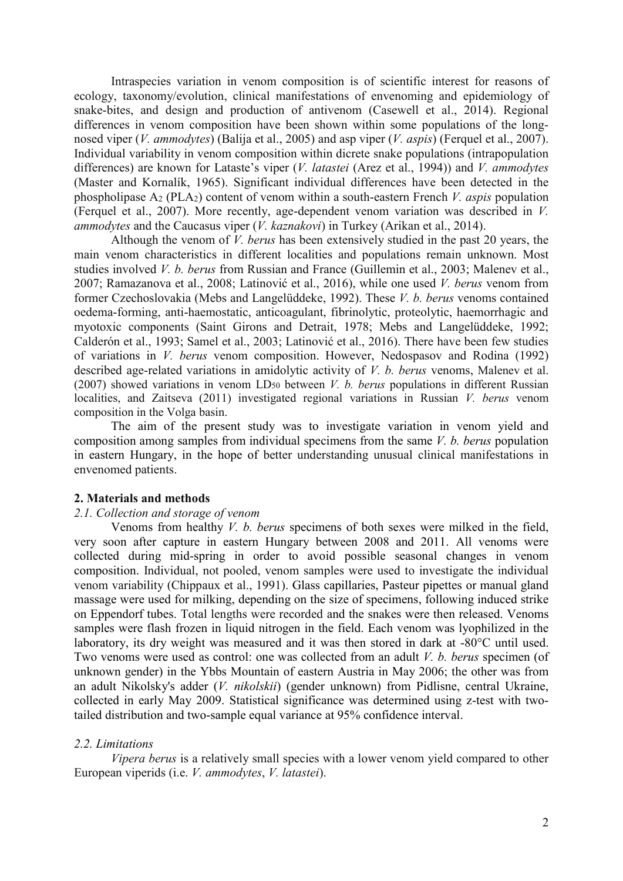Intraspecies variation in venom composition is of scientific interest for reasons of ecology, taxonomy/evolution, clinical manifestations of envenoming and epidemiology of snake-bites, and design and production of antivenom (Casewell et al., 2014). Regional differences in venom composition have been shown within some populations of the long-nosed viper (*V. ammodytes*) (Balija et al., 2005) and asp viper (*V. aspis*) (Ferquel et al., 2007). Individual variability in venom composition within dicrete snake populations (intrapopulation differences) are known for Lataste's viper (*V. latastei* (Arez et al., 1994)) and *V. ammodytes* (Master and Kornalík, 1965). Significant individual differences have been detected in the phospholipase $A_2$ ($PLA_2$) content of venom within a south-eastern French *V. aspis* population (Ferquel et al., 2007). More recently, age-dependent venom variation was described in *V. ammodytes* and the Caucasus viper (*V. kaznakovi*) in Turkey (Arikan et al., 2014).

Although the venom of *V. berus* has been extensively studied in the past 20 years, the main venom characteristics in different localities and populations remain unknown. Most studies involved *V. b. berus* from Russian and France (Guillemin et al., 2003; Malenev et al., 2007; Ramazanova et al., 2008; Latinović et al., 2016), while one used *V. berus* venom from former Czechoslovakia (Mebs and Langelüddeke, 1992). These *V. b. berus* venoms contained oedema-forming, anti-haemostatic, anticoagulant, fibrinolytic, proteolytic, haemorrhagic and myotoxic components (Saint Girons and Detrait, 1978; Mebs and Langelüddeke, 1992; Calderón et al., 1993; Samel et al., 2003; Latinović et al., 2016). There have been few studies of variations in *V. berus* venom composition. However, Nedospasov and Rodina (1992) described age-related variations in amidolytic activity of *V. b. berus* venoms, Malenev et al. (2007) showed variations in venom $LD_{50}$ between *V. b. berus* populations in different Russian localities, and Zaitseva (2011) investigated regional variations in Russian *V. berus* venom composition in the Volga basin.

The aim of the present study was to investigate variation in venom yield and composition among samples from individual specimens from the same *V. b. berus* population in eastern Hungary, in the hope of better understanding unusual clinical manifestations in envenomed patients.

## 2. Materials and methods

### *2.1. Collection and storage of venom*

Venoms from healthy *V. b. berus* specimens of both sexes were milked in the field, very soon after capture in eastern Hungary between 2008 and 2011. All venoms were collected during mid-spring in order to avoid possible seasonal changes in venom composition. Individual, not pooled, venom samples were used to investigate the individual venom variability (Chippaux et al., 1991). Glass capillaries, Pasteur pipettes or manual gland massage were used for milking, depending on the size of specimens, following induced strike on Eppendorf tubes. Total lengths were recorded and the snakes were then released. Venoms samples were flash frozen in liquid nitrogen in the field. Each venom was lyophilized in the laboratory, its dry weight was measured and it was then stored in dark at -80°C until used. Two venoms were used as control: one was collected from an adult *V. b. berus* specimen (of unknown gender) in the Ybbs Mountain of eastern Austria in May 2006; the other was from an adult Nikolsky's adder (*V. nikolskii*) (gender unknown) from Pidlisne, central Ukraine, collected in early May 2009. Statistical significance was determined using z-test with two-tailed distribution and two-sample equal variance at 95% confidence interval.

### *2.2. Limitations*

*Vipera berus* is a relatively small species with a lower venom yield compared to other European viperids (i.e. *V. ammodytes*, *V. latastei*).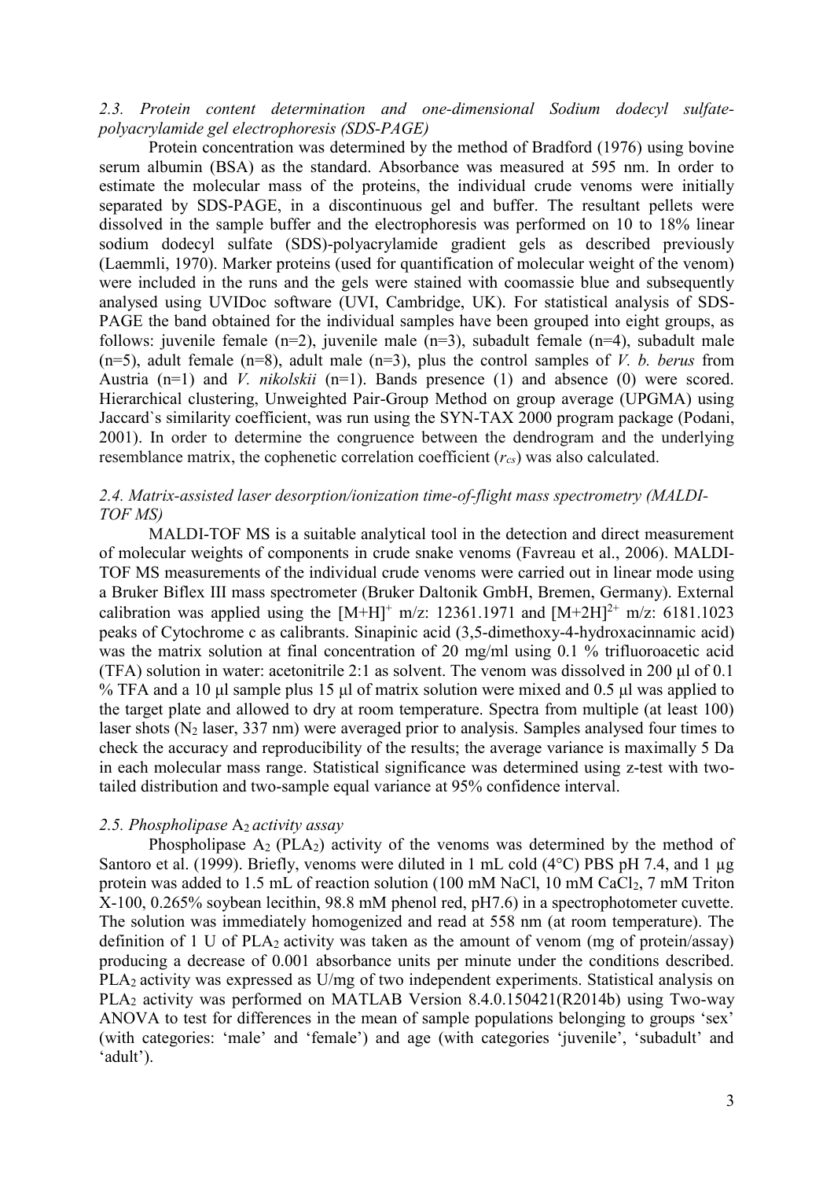### *2.3. Protein content determination and one-dimensional Sodium dodecyl sulfate-polyacrylamide gel electrophoresis (SDS-PAGE)*

Protein concentration was determined by the method of Bradford (1976) using bovine serum albumin (BSA) as the standard. Absorbance was measured at 595 nm. In order to estimate the molecular mass of the proteins, the individual crude venoms were initially separated by SDS-PAGE, in a discontinuous gel and buffer. The resultant pellets were dissolved in the sample buffer and the electrophoresis was performed on 10 to 18% linear sodium dodecyl sulfate (SDS)-polyacrylamide gradient gels as described previously (Laemmli, 1970). Marker proteins (used for quantification of molecular weight of the venom) were included in the runs and the gels were stained with coomassie blue and subsequently analysed using UVIDoc software (UVI, Cambridge, UK). For statistical analysis of SDS-PAGE the band obtained for the individual samples have been grouped into eight groups, as follows: juvenile female (n=2), juvenile male (n=3), subadult female (n=4), subadult male (n=5), adult female (n=8), adult male (n=3), plus the control samples of *V. b. berus* from Austria (n=1) and *V. nikolskii* (n=1). Bands presence (1) and absence (0) were scored. Hierarchical clustering, Unweighted Pair-Group Method on group average (UPGMA) using Jaccard`s similarity coefficient, was run using the SYN-TAX 2000 program package (Podani, 2001). In order to determine the congruence between the dendrogram and the underlying resemblance matrix, the cophenetic correlation coefficient ($r_{cs}$) was also calculated.

### *2.4. Matrix-assisted laser desorption/ionization time-of-flight mass spectrometry (MALDI-TOF MS)*

MALDI-TOF MS is a suitable analytical tool in the detection and direct measurement of molecular weights of components in crude snake venoms (Favreau et al., 2006). MALDI-TOF MS measurements of the individual crude venoms were carried out in linear mode using a Bruker Biflex III mass spectrometer (Bruker Daltonik GmbH, Bremen, Germany). External calibration was applied using the $[M+H]^+$ m/z: 12361.1971 and $[M+2H]^{2+}$ m/z: 6181.1023 peaks of Cytochrome c as calibrants. Sinapinic acid (3,5-dimethoxy-4-hydroxacinnamic acid) was the matrix solution at final concentration of 20 mg/ml using 0.1 % trifluoroacetic acid (TFA) solution in water: acetonitrile 2:1 as solvent. The venom was dissolved in 200 μl of 0.1 % TFA and a 10 μl sample plus 15 μl of matrix solution were mixed and 0.5 μl was applied to the target plate and allowed to dry at room temperature. Spectra from multiple (at least 100) laser shots ($N_2$ laser, 337 nm) were averaged prior to analysis. Samples analysed four times to check the accuracy and reproducibility of the results; the average variance is maximally 5 Da in each molecular mass range. Statistical significance was determined using z-test with two-tailed distribution and two-sample equal variance at 95% confidence interval.

### *2.5. Phospholipase* $A_2$ *activity assay*

Phospholipase $A_2$ ($PLA_2$) activity of the venoms was determined by the method of Santoro et al. (1999). Briefly, venoms were diluted in 1 mL cold (4°C) PBS pH 7.4, and 1 μg protein was added to 1.5 mL of reaction solution (100 mM NaCl, 10 mM $CaCl_2$, 7 mM Triton X-100, 0.265% soybean lecithin, 98.8 mM phenol red, pH7.6) in a spectrophotometer cuvette. The solution was immediately homogenized and read at 558 nm (at room temperature). The definition of 1 U of $PLA_2$ activity was taken as the amount of venom (mg of protein/assay) producing a decrease of 0.001 absorbance units per minute under the conditions described. $PLA_2$ activity was expressed as U/mg of two independent experiments. Statistical analysis on $PLA_2$ activity was performed on MATLAB Version 8.4.0.150421(R2014b) using Two-way ANOVA to test for differences in the mean of sample populations belonging to groups 'sex' (with categories: 'male' and 'female') and age (with categories 'juvenile', 'subadult' and 'adult').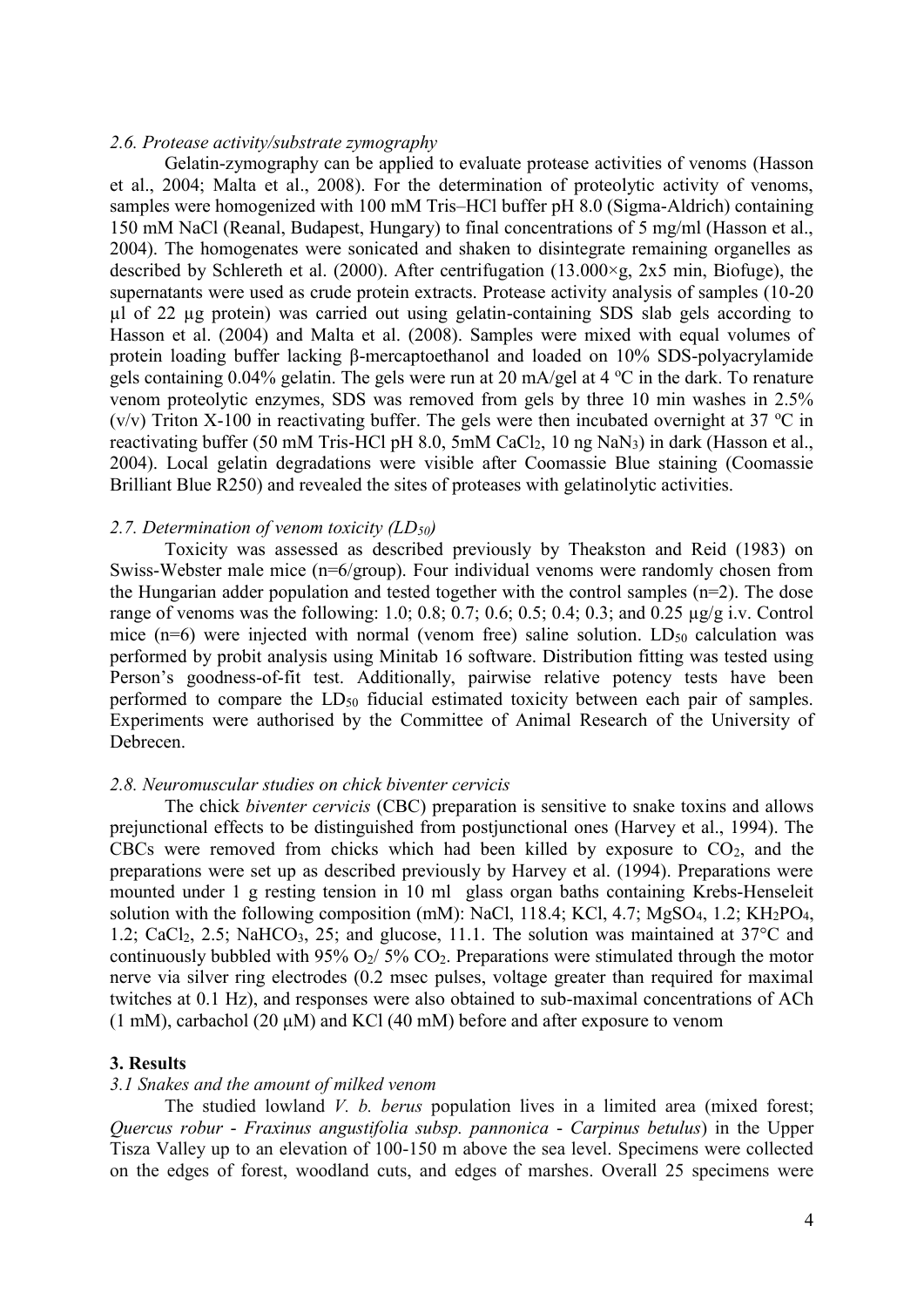*2.6. Protease activity/substrate zymography*

Gelatin-zymography can be applied to evaluate protease activities of venoms (Hasson et al., 2004; Malta et al., 2008). For the determination of proteolytic activity of venoms, samples were homogenized with 100 mM Tris–HCl buffer pH 8.0 (Sigma-Aldrich) containing 150 mM NaCl (Reanal, Budapest, Hungary) to final concentrations of 5 mg/ml (Hasson et al., 2004). The homogenates were sonicated and shaken to disintegrate remaining organelles as described by Schlereth et al. (2000). After centrifugation (13.000×g, 2x5 min, Biofuge), the supernatants were used as crude protein extracts. Protease activity analysis of samples (10-20 µl of 22 µg protein) was carried out using gelatin-containing SDS slab gels according to Hasson et al. (2004) and Malta et al. (2008). Samples were mixed with equal volumes of protein loading buffer lacking β-mercaptoethanol and loaded on 10% SDS-polyacrylamide gels containing 0.04% gelatin. The gels were run at 20 mA/gel at 4 ºC in the dark. To renature venom proteolytic enzymes, SDS was removed from gels by three 10 min washes in 2.5% (v/v) Triton X-100 in reactivating buffer. The gels were then incubated overnight at 37 ºC in reactivating buffer (50 mM Tris-HCl pH 8.0, 5mM $CaCl_2$, 10 ng $NaN_3$) in dark (Hasson et al., 2004). Local gelatin degradations were visible after Coomassie Blue staining (Coomassie Brilliant Blue R250) and revealed the sites of proteases with gelatinolytic activities.

*2.7. Determination of venom toxicity ($LD_{50}$)*

Toxicity was assessed as described previously by Theakston and Reid (1983) on Swiss-Webster male mice (n=6/group). Four individual venoms were randomly chosen from the Hungarian adder population and tested together with the control samples (n=2). The dose range of venoms was the following: 1.0; 0.8; 0.7; 0.6; 0.5; 0.4; 0.3; and 0.25 µg/g i.v. Control mice (n=6) were injected with normal (venom free) saline solution. $LD_{50}$ calculation was performed by probit analysis using Minitab 16 software. Distribution fitting was tested using Person's goodness-of-fit test. Additionally, pairwise relative potency tests have been performed to compare the $LD_{50}$ fiducial estimated toxicity between each pair of samples. Experiments were authorised by the Committee of Animal Research of the University of Debrecen.

*2.8. Neuromuscular studies on chick biventer cervicis*

The chick *biventer cervicis* (CBC) preparation is sensitive to snake toxins and allows prejunctional effects to be distinguished from postjunctional ones (Harvey et al., 1994). The CBCs were removed from chicks which had been killed by exposure to $CO_2$, and the preparations were set up as described previously by Harvey et al. (1994). Preparations were mounted under 1 g resting tension in 10 ml glass organ baths containing Krebs-Henseleit solution with the following composition (mM): NaCl, 118.4; KCl, 4.7; $MgSO_4$, 1.2; $KH_2PO_4$, 1.2; $CaCl_2$, 2.5; $NaHCO_3$, 25; and glucose, 11.1. The solution was maintained at 37°C and continuously bubbled with 95% $O_2$/ 5% $CO_2$. Preparations were stimulated through the motor nerve via silver ring electrodes (0.2 msec pulses, voltage greater than required for maximal twitches at 0.1 Hz), and responses were also obtained to sub-maximal concentrations of ACh (1 mM), carbachol (20 µM) and KCl (40 mM) before and after exposure to venom

## 3. Results

*3.1 Snakes and the amount of milked venom*

The studied lowland *V. b. berus* population lives in a limited area (mixed forest; *Quercus robur - Fraxinus angustifolia subsp. pannonica - Carpinus betulus*) in the Upper Tisza Valley up to an elevation of 100-150 m above the sea level. Specimens were collected on the edges of forest, woodland cuts, and edges of marshes. Overall 25 specimens were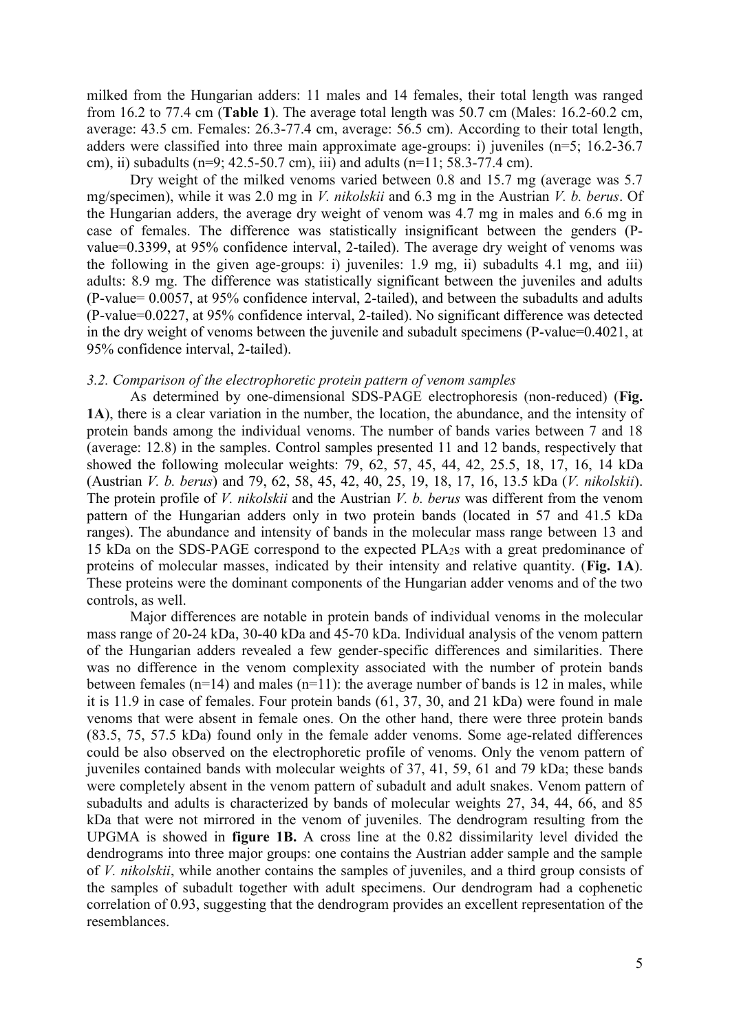milked from the Hungarian adders: 11 males and 14 females, their total length was ranged from 16.2 to 77.4 cm (**Table 1**). The average total length was 50.7 cm (Males: 16.2-60.2 cm, average: 43.5 cm. Females: 26.3-77.4 cm, average: 56.5 cm). According to their total length, adders were classified into three main approximate age-groups: i) juveniles (n=5; 16.2-36.7 cm), ii) subadults (n=9; 42.5-50.7 cm), iii) and adults (n=11; 58.3-77.4 cm).

Dry weight of the milked venoms varied between 0.8 and 15.7 mg (average was 5.7 mg/specimen), while it was 2.0 mg in *V. nikolskii* and 6.3 mg in the Austrian *V. b. berus*. Of the Hungarian adders, the average dry weight of venom was 4.7 mg in males and 6.6 mg in case of females. The difference was statistically insignificant between the genders (P-value=0.3399, at 95% confidence interval, 2-tailed). The average dry weight of venoms was the following in the given age-groups: i) juveniles: 1.9 mg, ii) subadults 4.1 mg, and iii) adults: 8.9 mg. The difference was statistically significant between the juveniles and adults (P-value= 0.0057, at 95% confidence interval, 2-tailed), and between the subadults and adults (P-value=0.0227, at 95% confidence interval, 2-tailed). No significant difference was detected in the dry weight of venoms between the juvenile and subadult specimens (P-value=0.4021, at 95% confidence interval, 2-tailed).

### *3.2. Comparison of the electrophoretic protein pattern of venom samples*

As determined by one-dimensional SDS-PAGE electrophoresis (non-reduced) (**Fig. 1A**), there is a clear variation in the number, the location, the abundance, and the intensity of protein bands among the individual venoms. The number of bands varies between 7 and 18 (average: 12.8) in the samples. Control samples presented 11 and 12 bands, respectively that showed the following molecular weights: 79, 62, 57, 45, 44, 42, 25.5, 18, 17, 16, 14 kDa (Austrian *V. b. berus*) and 79, 62, 58, 45, 42, 40, 25, 19, 18, 17, 16, 13.5 kDa (*V. nikolskii*). The protein profile of *V. nikolskii* and the Austrian *V. b. berus* was different from the venom pattern of the Hungarian adders only in two protein bands (located in 57 and 41.5 kDa ranges). The abundance and intensity of bands in the molecular mass range between 13 and 15 kDa on the SDS-PAGE correspond to the expected $PLA_2$s with a great predominance of proteins of molecular masses, indicated by their intensity and relative quantity. (**Fig. 1A**). These proteins were the dominant components of the Hungarian adder venoms and of the two controls, as well.

Major differences are notable in protein bands of individual venoms in the molecular mass range of 20-24 kDa, 30-40 kDa and 45-70 kDa. Individual analysis of the venom pattern of the Hungarian adders revealed a few gender-specific differences and similarities. There was no difference in the venom complexity associated with the number of protein bands between females (n=14) and males (n=11): the average number of bands is 12 in males, while it is 11.9 in case of females. Four protein bands (61, 37, 30, and 21 kDa) were found in male venoms that were absent in female ones. On the other hand, there were three protein bands (83.5, 75, 57.5 kDa) found only in the female adder venoms. Some age-related differences could be also observed on the electrophoretic profile of venoms. Only the venom pattern of juveniles contained bands with molecular weights of 37, 41, 59, 61 and 79 kDa; these bands were completely absent in the venom pattern of subadult and adult snakes. Venom pattern of subadults and adults is characterized by bands of molecular weights 27, 34, 44, 66, and 85 kDa that were not mirrored in the venom of juveniles. The dendrogram resulting from the UPGMA is showed in **figure 1B.** A cross line at the 0.82 dissimilarity level divided the dendrograms into three major groups: one contains the Austrian adder sample and the sample of *V. nikolskii*, while another contains the samples of juveniles, and a third group consists of the samples of subadult together with adult specimens. Our dendrogram had a cophenetic correlation of 0.93, suggesting that the dendrogram provides an excellent representation of the resemblances.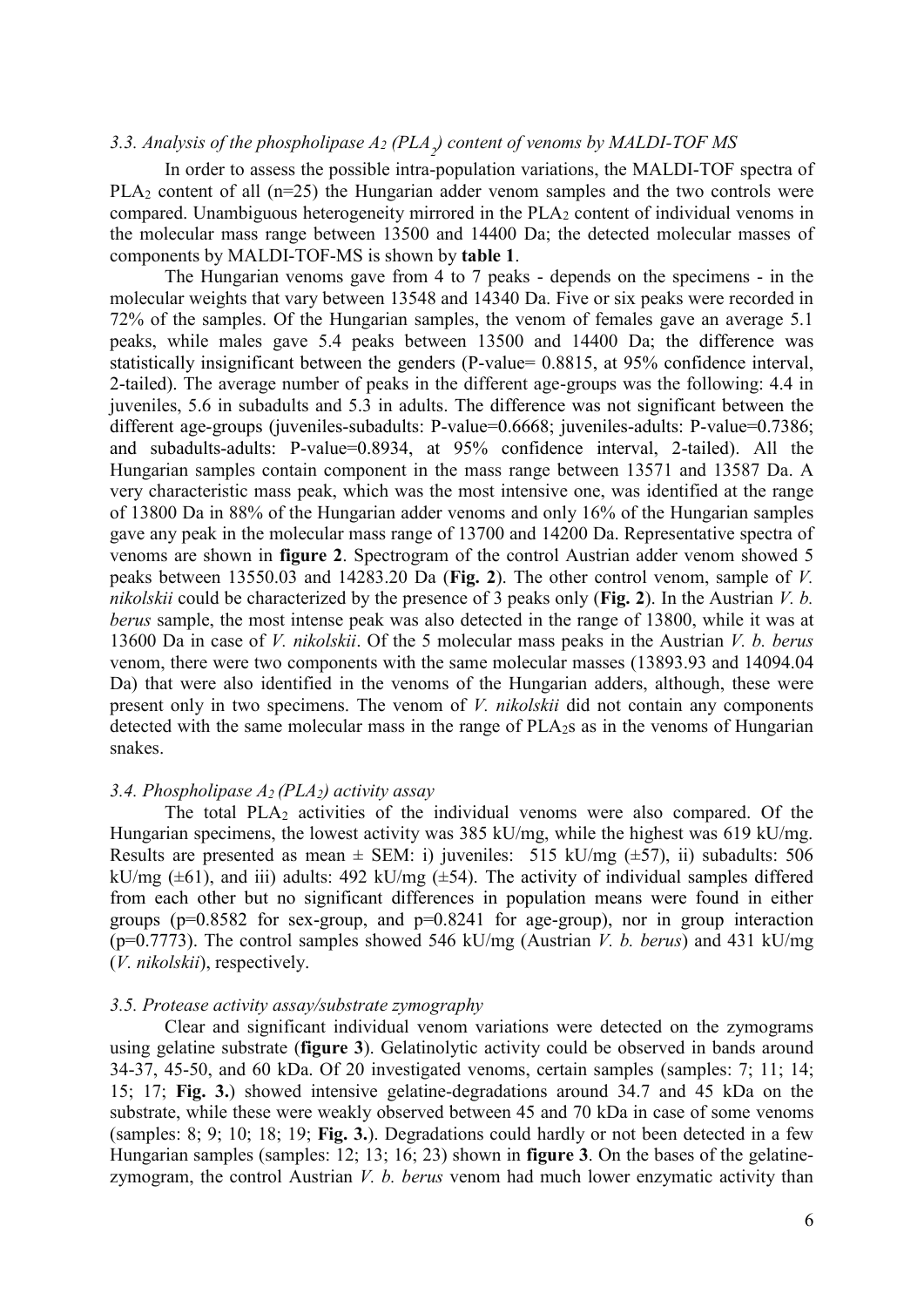### *3.3. Analysis of the phospholipase $A_2$ ($PLA_2$) content of venoms by MALDI-TOF MS*

In order to assess the possible intra-population variations, the MALDI-TOF spectra of $PLA_2$ content of all (n=25) the Hungarian adder venom samples and the two controls were compared. Unambiguous heterogeneity mirrored in the $PLA_2$ content of individual venoms in the molecular mass range between 13500 and 14400 Da; the detected molecular masses of components by MALDI-TOF-MS is shown by **table 1**.

The Hungarian venoms gave from 4 to 7 peaks - depends on the specimens - in the molecular weights that vary between 13548 and 14340 Da. Five or six peaks were recorded in 72% of the samples. Of the Hungarian samples, the venom of females gave an average 5.1 peaks, while males gave 5.4 peaks between 13500 and 14400 Da; the difference was statistically insignificant between the genders (P-value= 0.8815, at 95% confidence interval, 2-tailed). The average number of peaks in the different age-groups was the following: 4.4 in juveniles, 5.6 in subadults and 5.3 in adults. The difference was not significant between the different age-groups (juveniles-subadults: P-value=0.6668; juveniles-adults: P-value=0.7386; and subadults-adults: P-value=0.8934, at 95% confidence interval, 2-tailed). All the Hungarian samples contain component in the mass range between 13571 and 13587 Da. A very characteristic mass peak, which was the most intensive one, was identified at the range of 13800 Da in 88% of the Hungarian adder venoms and only 16% of the Hungarian samples gave any peak in the molecular mass range of 13700 and 14200 Da. Representative spectra of venoms are shown in **figure 2**. Spectrogram of the control Austrian adder venom showed 5 peaks between 13550.03 and 14283.20 Da (**Fig. 2**). The other control venom, sample of *V. nikolskii* could be characterized by the presence of 3 peaks only (**Fig. 2**). In the Austrian *V. b. berus* sample, the most intense peak was also detected in the range of 13800, while it was at 13600 Da in case of *V. nikolskii*. Of the 5 molecular mass peaks in the Austrian *V. b. berus* venom, there were two components with the same molecular masses (13893.93 and 14094.04 Da) that were also identified in the venoms of the Hungarian adders, although, these were present only in two specimens. The venom of *V. nikolskii* did not contain any components detected with the same molecular mass in the range of $PLA_2$s as in the venoms of Hungarian snakes.

### *3.4. Phospholipase $A_2$ ($PLA_2$) activity assay*

The total $PLA_2$ activities of the individual venoms were also compared. Of the Hungarian specimens, the lowest activity was 385 kU/mg, while the highest was 619 kU/mg. Results are presented as mean ± SEM: i) juveniles: 515 kU/mg (±57), ii) subadults: 506 kU/mg (±61), and iii) adults: 492 kU/mg (±54). The activity of individual samples differed from each other but no significant differences in population means were found in either groups (p=0.8582 for sex-group, and p=0.8241 for age-group), nor in group interaction (p=0.7773). The control samples showed 546 kU/mg (Austrian *V. b. berus*) and 431 kU/mg (*V. nikolskii*), respectively.

### *3.5. Protease activity assay/substrate zymography*

Clear and significant individual venom variations were detected on the zymograms using gelatine substrate (**figure 3**). Gelatinolytic activity could be observed in bands around 34-37, 45-50, and 60 kDa. Of 20 investigated venoms, certain samples (samples: 7; 11; 14; 15; 17; **Fig. 3.**) showed intensive gelatine-degradations around 34.7 and 45 kDa on the substrate, while these were weakly observed between 45 and 70 kDa in case of some venoms (samples: 8; 9; 10; 18; 19; **Fig. 3.**). Degradations could hardly or not been detected in a few Hungarian samples (samples: 12; 13; 16; 23) shown in **figure 3**. On the bases of the gelatine-zymogram, the control Austrian *V. b. berus* venom had much lower enzymatic activity than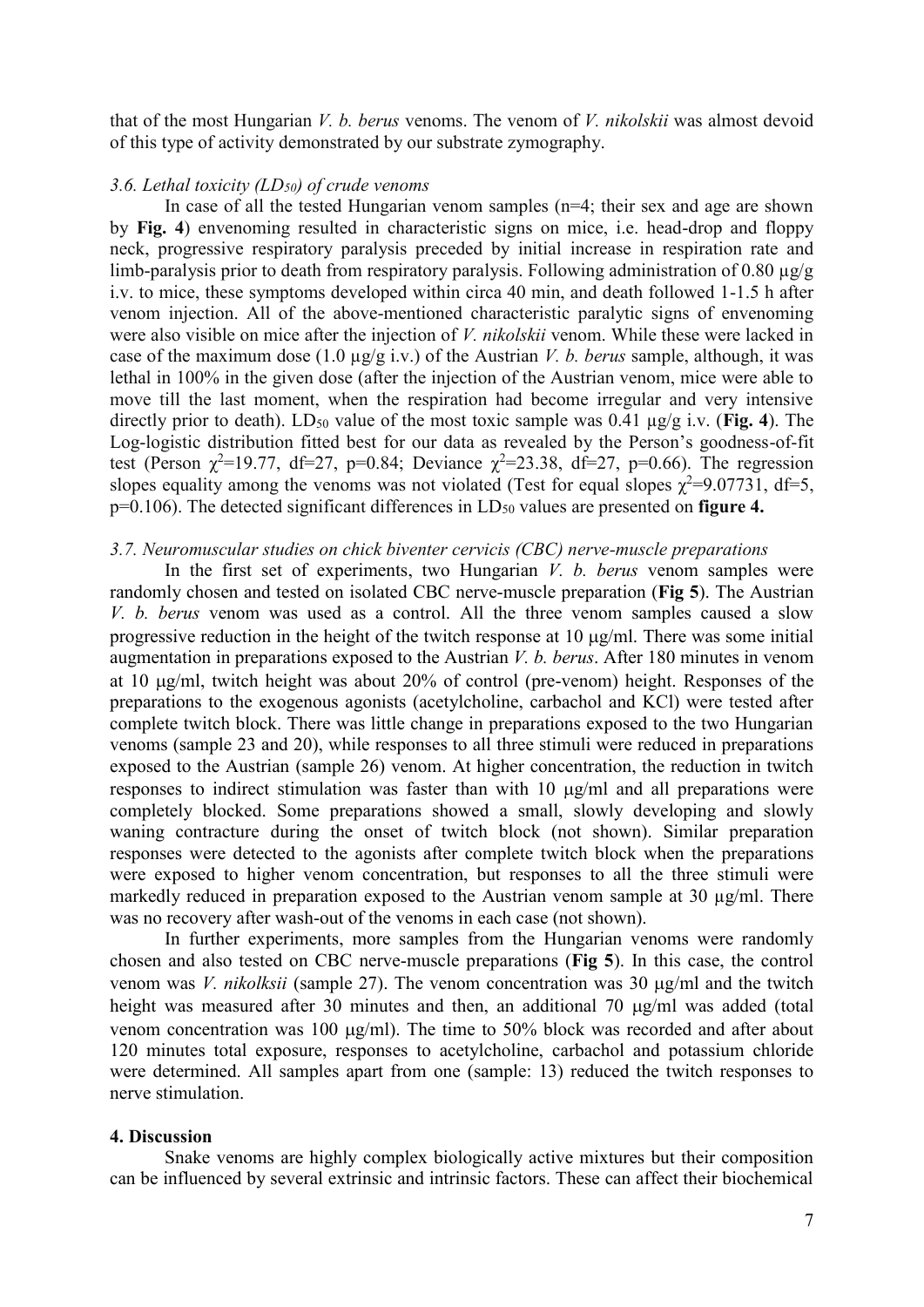that of the most Hungarian *V. b. berus* venoms. The venom of *V. nikolskii* was almost devoid of this type of activity demonstrated by our substrate zymography.

### *3.6. Lethal toxicity ($LD_{50}$) of crude venoms*

In case of all the tested Hungarian venom samples (n=4; their sex and age are shown by **Fig. 4**) envenoming resulted in characteristic signs on mice, i.e. head-drop and floppy neck, progressive respiratory paralysis preceded by initial increase in respiration rate and limb-paralysis prior to death from respiratory paralysis. Following administration of 0.80 μg/g i.v. to mice, these symptoms developed within circa 40 min, and death followed 1-1.5 h after venom injection. All of the above-mentioned characteristic paralytic signs of envenoming were also visible on mice after the injection of *V. nikolskii* venom. While these were lacked in case of the maximum dose (1.0 μg/g i.v.) of the Austrian *V. b. berus* sample, although, it was lethal in 100% in the given dose (after the injection of the Austrian venom, mice were able to move till the last moment, when the respiration had become irregular and very intensive directly prior to death). $LD_{50}$ value of the most toxic sample was 0.41 μg/g i.v. (**Fig. 4**). The Log-logistic distribution fitted best for our data as revealed by the Person's goodness-of-fit test (Person $\chi^2$=19.77, df=27, p=0.84; Deviance $\chi^2$=23.38, df=27, p=0.66). The regression slopes equality among the venoms was not violated (Test for equal slopes $\chi^2$=9.07731, df=5, p=0.106). The detected significant differences in $LD_{50}$ values are presented on **figure 4.**

### *3.7. Neuromuscular studies on chick biventer cervicis (CBC) nerve-muscle preparations*

In the first set of experiments, two Hungarian *V. b. berus* venom samples were randomly chosen and tested on isolated CBC nerve-muscle preparation (**Fig 5**). The Austrian *V. b. berus* venom was used as a control. All the three venom samples caused a slow progressive reduction in the height of the twitch response at 10 μg/ml. There was some initial augmentation in preparations exposed to the Austrian *V. b. berus*. After 180 minutes in venom at 10 μg/ml, twitch height was about 20% of control (pre-venom) height. Responses of the preparations to the exogenous agonists (acetylcholine, carbachol and KCl) were tested after complete twitch block. There was little change in preparations exposed to the two Hungarian venoms (sample 23 and 20), while responses to all three stimuli were reduced in preparations exposed to the Austrian (sample 26) venom. At higher concentration, the reduction in twitch responses to indirect stimulation was faster than with 10 μg/ml and all preparations were completely blocked. Some preparations showed a small, slowly developing and slowly waning contracture during the onset of twitch block (not shown). Similar preparation responses were detected to the agonists after complete twitch block when the preparations were exposed to higher venom concentration, but responses to all the three stimuli were markedly reduced in preparation exposed to the Austrian venom sample at 30 μg/ml. There was no recovery after wash-out of the venoms in each case (not shown).

In further experiments, more samples from the Hungarian venoms were randomly chosen and also tested on CBC nerve-muscle preparations (**Fig 5**). In this case, the control venom was *V. nikolksii* (sample 27). The venom concentration was 30 μg/ml and the twitch height was measured after 30 minutes and then, an additional 70 μg/ml was added (total venom concentration was 100 μg/ml). The time to 50% block was recorded and after about 120 minutes total exposure, responses to acetylcholine, carbachol and potassium chloride were determined. All samples apart from one (sample: 13) reduced the twitch responses to nerve stimulation.

## 4. Discussion

Snake venoms are highly complex biologically active mixtures but their composition can be influenced by several extrinsic and intrinsic factors. These can affect their biochemical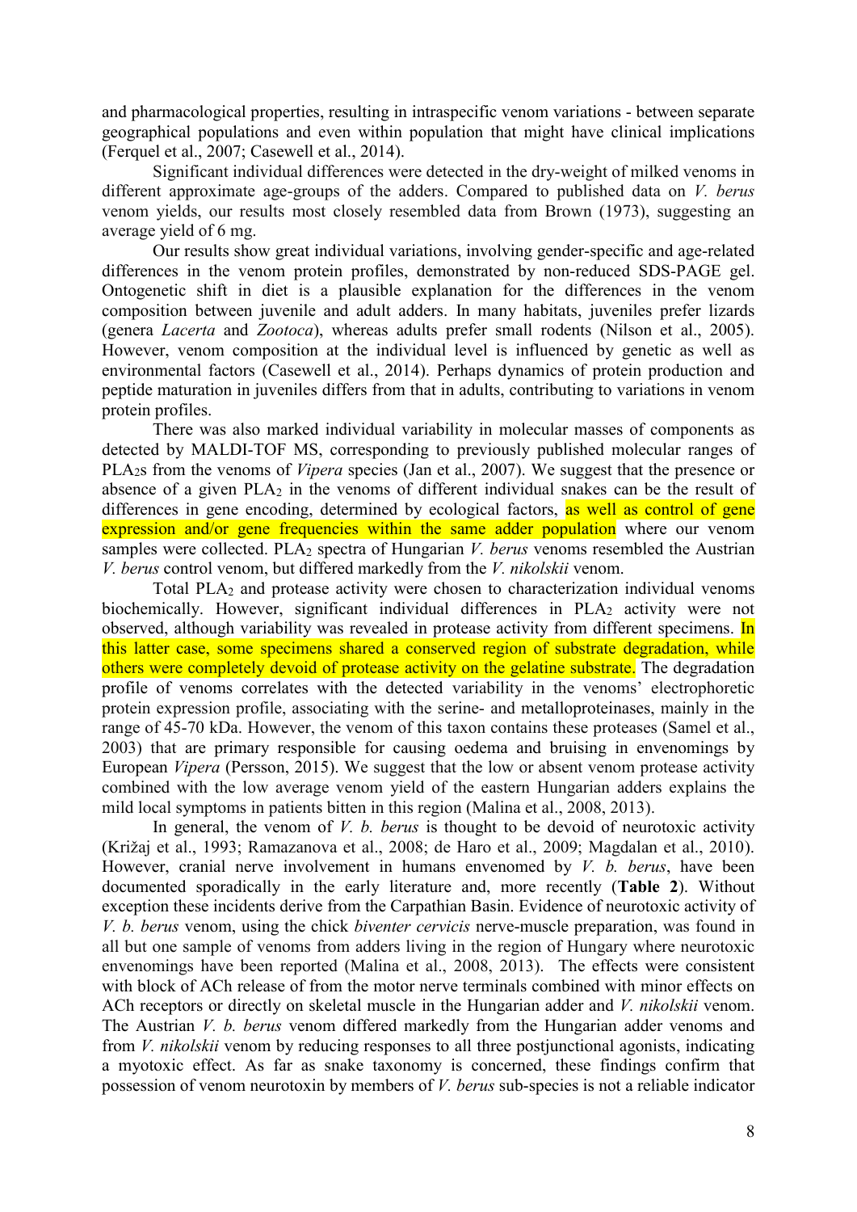and pharmacological properties, resulting in intraspecific venom variations - between separate geographical populations and even within population that might have clinical implications (Ferquel et al., 2007; Casewell et al., 2014).

Significant individual differences were detected in the dry-weight of milked venoms in different approximate age-groups of the adders. Compared to published data on *V. berus* venom yields, our results most closely resembled data from Brown (1973), suggesting an average yield of 6 mg.

Our results show great individual variations, involving gender-specific and age-related differences in the venom protein profiles, demonstrated by non-reduced SDS-PAGE gel. Ontogenetic shift in diet is a plausible explanation for the differences in the venom composition between juvenile and adult adders. In many habitats, juveniles prefer lizards (genera *Lacerta* and *Zootoca*), whereas adults prefer small rodents (Nilson et al., 2005). However, venom composition at the individual level is influenced by genetic as well as environmental factors (Casewell et al., 2014). Perhaps dynamics of protein production and peptide maturation in juveniles differs from that in adults, contributing to variations in venom protein profiles.

There was also marked individual variability in molecular masses of components as detected by MALDI-TOF MS, corresponding to previously published molecular ranges of $PLA_2$s from the venoms of *Vipera* species (Jan et al., 2007). We suggest that the presence or absence of a given $PLA_2$ in the venoms of different individual snakes can be the result of differences in gene encoding, determined by ecological factors, as well as control of gene expression and/or gene frequencies within the same adder population where our venom samples were collected. $PLA_2$ spectra of Hungarian *V. berus* venoms resembled the Austrian *V. berus* control venom, but differed markedly from the *V. nikolskii* venom.

Total $PLA_2$ and protease activity were chosen to characterization individual venoms biochemically. However, significant individual differences in $PLA_2$ activity were not observed, although variability was revealed in protease activity from different specimens. In this latter case, some specimens shared a conserved region of substrate degradation, while others were completely devoid of protease activity on the gelatine substrate. The degradation profile of venoms correlates with the detected variability in the venoms' electrophoretic protein expression profile, associating with the serine- and metalloproteinases, mainly in the range of 45-70 kDa. However, the venom of this taxon contains these proteases (Samel et al., 2003) that are primary responsible for causing oedema and bruising in envenomings by European *Vipera* (Persson, 2015). We suggest that the low or absent venom protease activity combined with the low average venom yield of the eastern Hungarian adders explains the mild local symptoms in patients bitten in this region (Malina et al., 2008, 2013).

In general, the venom of *V. b. berus* is thought to be devoid of neurotoxic activity (Križaj et al., 1993; Ramazanova et al., 2008; de Haro et al., 2009; Magdalan et al., 2010). However, cranial nerve involvement in humans envenomed by *V. b. berus*, have been documented sporadically in the early literature and, more recently (**Table 2**). Without exception these incidents derive from the Carpathian Basin. Evidence of neurotoxic activity of *V. b. berus* venom, using the chick *biventer cervicis* nerve-muscle preparation, was found in all but one sample of venoms from adders living in the region of Hungary where neurotoxic envenomings have been reported (Malina et al., 2008, 2013). The effects were consistent with block of ACh release of from the motor nerve terminals combined with minor effects on ACh receptors or directly on skeletal muscle in the Hungarian adder and *V. nikolskii* venom. The Austrian *V. b. berus* venom differed markedly from the Hungarian adder venoms and from *V. nikolskii* venom by reducing responses to all three postjunctional agonists, indicating a myotoxic effect. As far as snake taxonomy is concerned, these findings confirm that possession of venom neurotoxin by members of *V. berus* sub-species is not a reliable indicator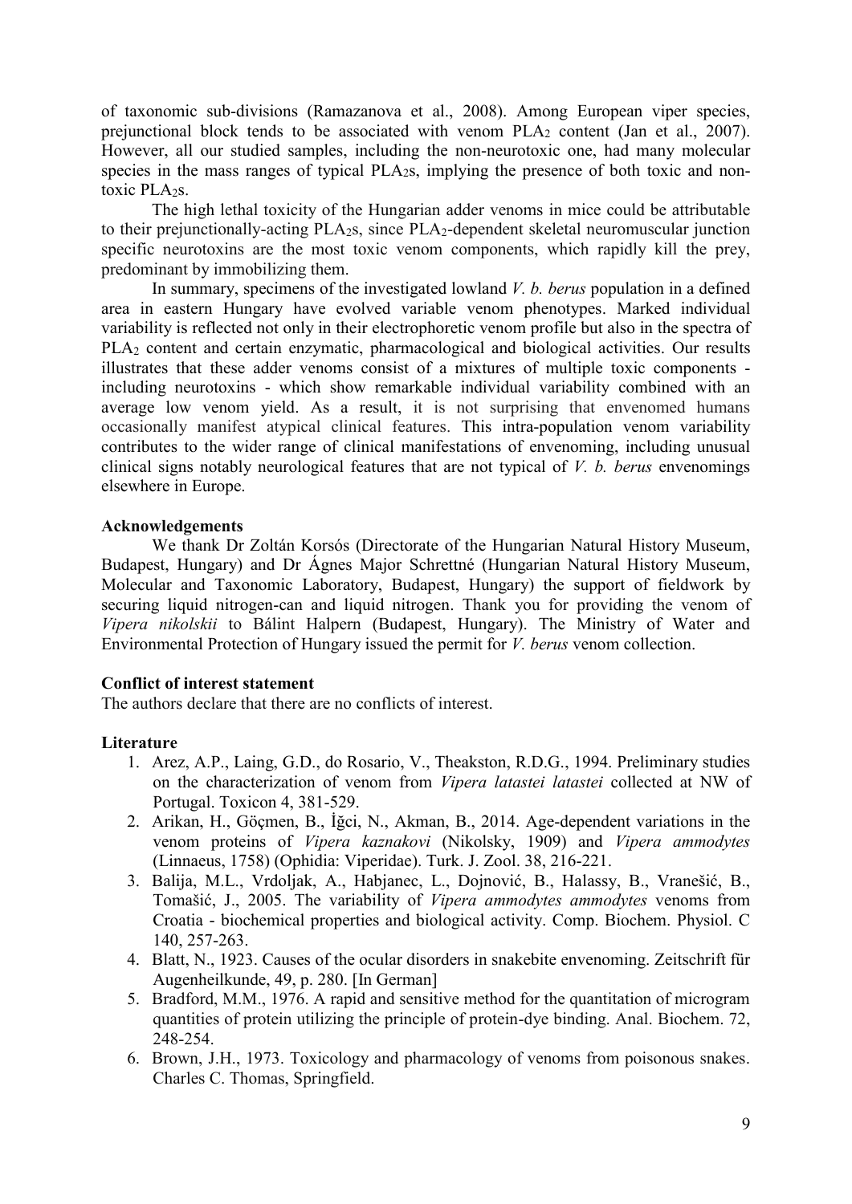of taxonomic sub-divisions (Ramazanova et al., 2008). Among European viper species, prejunctional block tends to be associated with venom $PLA_2$ content (Jan et al., 2007). However, all our studied samples, including the non-neurotoxic one, had many molecular species in the mass ranges of typical $PLA_2$s, implying the presence of both toxic and non-toxic $PLA_2$s.

The high lethal toxicity of the Hungarian adder venoms in mice could be attributable to their prejunctionally-acting $PLA_2$s, since $PLA_2$-dependent skeletal neuromuscular junction specific neurotoxins are the most toxic venom components, which rapidly kill the prey, predominant by immobilizing them.

In summary, specimens of the investigated lowland *V. b. berus* population in a defined area in eastern Hungary have evolved variable venom phenotypes. Marked individual variability is reflected not only in their electrophoretic venom profile but also in the spectra of $PLA_2$ content and certain enzymatic, pharmacological and biological activities. Our results illustrates that these adder venoms consist of a mixtures of multiple toxic components - including neurotoxins - which show remarkable individual variability combined with an average low venom yield. As a result, it is not surprising that envenomed humans occasionally manifest atypical clinical features. This intra-population venom variability contributes to the wider range of clinical manifestations of envenoming, including unusual clinical signs notably neurological features that are not typical of *V. b. berus* envenomings elsewhere in Europe.

**Acknowledgements**

We thank Dr Zoltán Korsós (Directorate of the Hungarian Natural History Museum, Budapest, Hungary) and Dr Ágnes Major Schrettné (Hungarian Natural History Museum, Molecular and Taxonomic Laboratory, Budapest, Hungary) the support of fieldwork by securing liquid nitrogen-can and liquid nitrogen. Thank you for providing the venom of *Vipera nikolskii* to Bálint Halpern (Budapest, Hungary). The Ministry of Water and Environmental Protection of Hungary issued the permit for *V. berus* venom collection.

**Conflict of interest statement**

The authors declare that there are no conflicts of interest.

**Literature**

1. Arez, A.P., Laing, G.D., do Rosario, V., Theakston, R.D.G., 1994. Preliminary studies on the characterization of venom from *Vipera latastei latastei* collected at NW of Portugal. Toxicon 4, 381-529.
2. Arikan, H., Göçmen, B., İğci, N., Akman, B., 2014. Age-dependent variations in the venom proteins of *Vipera kaznakovi* (Nikolsky, 1909) and *Vipera ammodytes* (Linnaeus, 1758) (Ophidia: Viperidae). Turk. J. Zool. 38, 216-221.
3. Balija, M.L., Vrdoljak, A., Habjanec, L., Dojnović, B., Halassy, B., Vranešić, B., Tomašić, J., 2005. The variability of *Vipera ammodytes ammodytes* venoms from Croatia - biochemical properties and biological activity. Comp. Biochem. Physiol. C 140, 257-263.
4. Blatt, N., 1923. Causes of the ocular disorders in snakebite envenoming. Zeitschrift für Augenheilkunde, 49, p. 280. [In German]
5. Bradford, M.M., 1976. A rapid and sensitive method for the quantitation of microgram quantities of protein utilizing the principle of protein-dye binding. Anal. Biochem. 72, 248-254.
6. Brown, J.H., 1973. Toxicology and pharmacology of venoms from poisonous snakes. Charles C. Thomas, Springfield.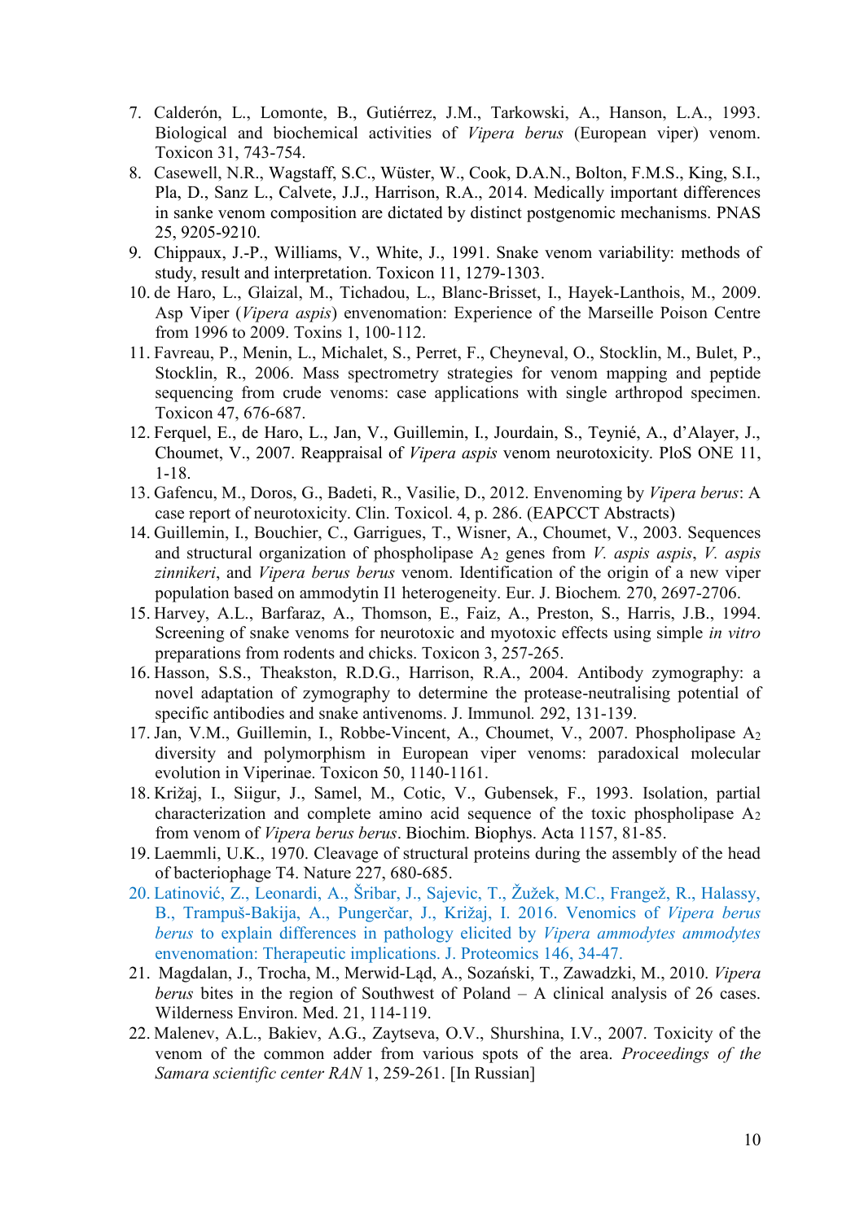7. Calderón, L., Lomonte, B., Gutiérrez, J.M., Tarkowski, A., Hanson, L.A., 1993. Biological and biochemical activities of *Vipera berus* (European viper) venom. Toxicon 31, 743-754.
8. Casewell, N.R., Wagstaff, S.C., Wüster, W., Cook, D.A.N., Bolton, F.M.S., King, S.I., Pla, D., Sanz L., Calvete, J.J., Harrison, R.A., 2014. Medically important differences in sanke venom composition are dictated by distinct postgenomic mechanisms. PNAS 25, 9205-9210.
9. Chippaux, J.-P., Williams, V., White, J., 1991. Snake venom variability: methods of study, result and interpretation. Toxicon 11, 1279-1303.
10. de Haro, L., Glaizal, M., Tichadou, L., Blanc-Brisset, I., Hayek-Lanthois, M., 2009. Asp Viper (*Vipera aspis*) envenomation: Experience of the Marseille Poison Centre from 1996 to 2009. Toxins 1, 100-112.
11. Favreau, P., Menin, L., Michalet, S., Perret, F., Cheyneval, O., Stocklin, M., Bulet, P., Stocklin, R., 2006. Mass spectrometry strategies for venom mapping and peptide sequencing from crude venoms: case applications with single arthropod specimen. Toxicon 47, 676-687.
12. Ferquel, E., de Haro, L., Jan, V., Guillemin, I., Jourdain, S., Teynié, A., d'Alayer, J., Choumet, V., 2007. Reappraisal of *Vipera aspis* venom neurotoxicity. PloS ONE 11, 1-18.
13. Gafencu, M., Doros, G., Badeti, R., Vasilie, D., 2012. Envenoming by *Vipera berus*: A case report of neurotoxicity. Clin. Toxicol. 4, p. 286. (EAPCCT Abstracts)
14. Guillemin, I., Bouchier, C., Garrigues, T., Wisner, A., Choumet, V., 2003. Sequences and structural organization of phospholipase $A_2$ genes from *V. aspis aspis*, *V. aspis zinnikeri*, and *Vipera berus berus* venom. Identification of the origin of a new viper population based on ammodytin I1 heterogeneity. Eur. J. Biochem. 270, 2697-2706.
15. Harvey, A.L., Barfaraz, A., Thomson, E., Faiz, A., Preston, S., Harris, J.B., 1994. Screening of snake venoms for neurotoxic and myotoxic effects using simple *in vitro* preparations from rodents and chicks. Toxicon 3, 257-265.
16. Hasson, S.S., Theakston, R.D.G., Harrison, R.A., 2004. Antibody zymography: a novel adaptation of zymography to determine the protease-neutralising potential of specific antibodies and snake antivenoms. J. Immunol. 292, 131-139.
17. Jan, V.M., Guillemin, I., Robbe-Vincent, A., Choumet, V., 2007. Phospholipase $A_2$ diversity and polymorphism in European viper venoms: paradoxical molecular evolution in Viperinae. Toxicon 50, 1140-1161.
18. Križaj, I., Siigur, J., Samel, M., Cotic, V., Gubensek, F., 1993. Isolation, partial characterization and complete amino acid sequence of the toxic phospholipase $A_2$ from venom of *Vipera berus berus*. Biochim. Biophys. Acta 1157, 81-85.
19. Laemmli, U.K., 1970. Cleavage of structural proteins during the assembly of the head of bacteriophage T4. Nature 227, 680-685.
20. Latinović, Z., Leonardi, A., Šribar, J., Sajevic, T., Žužek, M.C., Frangež, R., Halassy, B., Trampuš-Bakija, A., Pungerčar, J., Križaj, I. 2016. Venomics of *Vipera berus berus* to explain differences in pathology elicited by *Vipera ammodytes ammodytes* envenomation: Therapeutic implications. J. Proteomics 146, 34-47.
21. Magdalan, J., Trocha, M., Merwid-Ląd, A., Sozański, T., Zawadzki, M., 2010. *Vipera berus* bites in the region of Southwest of Poland – A clinical analysis of 26 cases. Wilderness Environ. Med. 21, 114-119.
22. Malenev, A.L., Bakiev, A.G., Zaytseva, O.V., Shurshina, I.V., 2007. Toxicity of the venom of the common adder from various spots of the area. *Proceedings of the Samara scientific center RAN* 1, 259-261. [In Russian]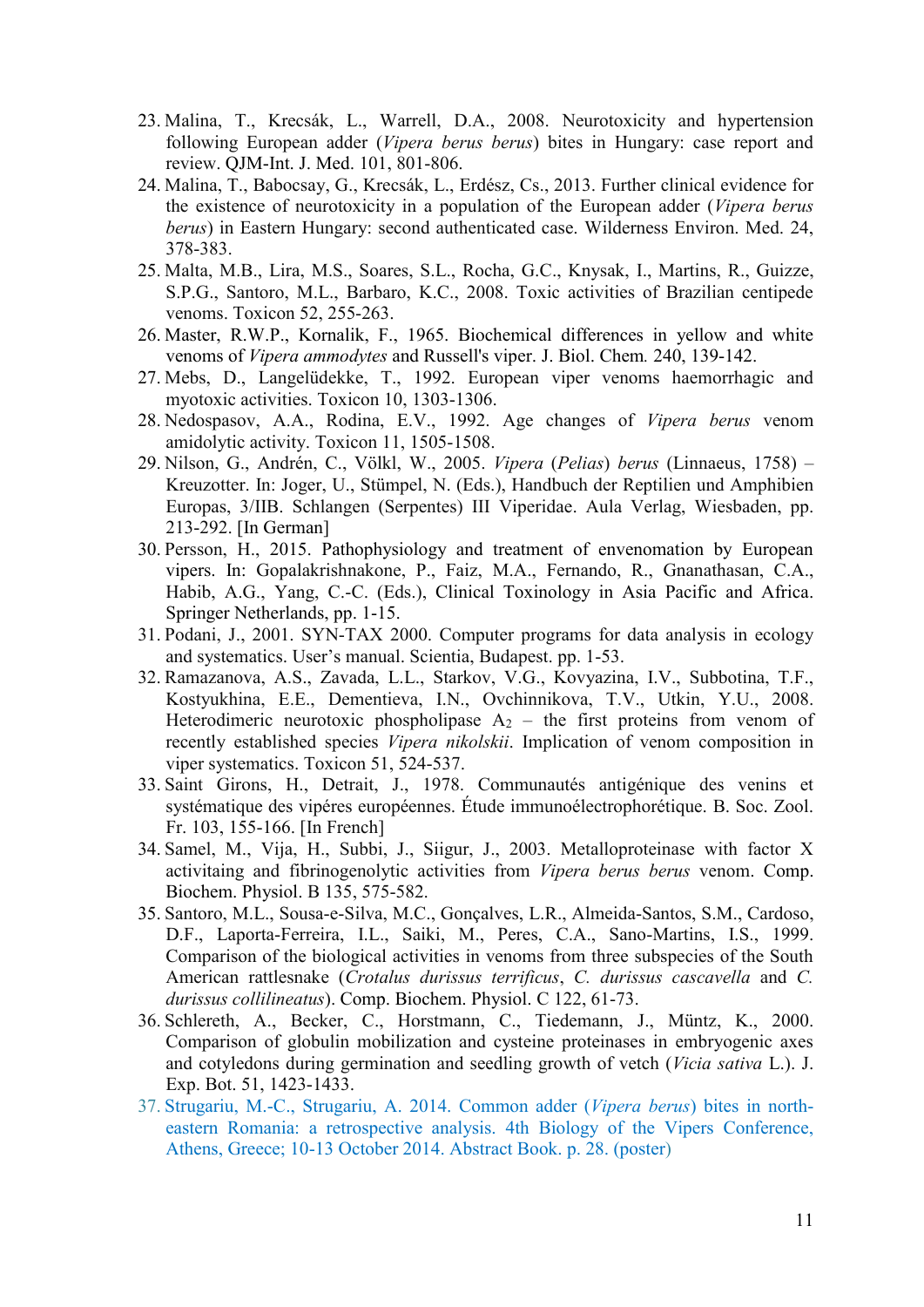23. Malina, T., Krecsák, L., Warrell, D.A., 2008. Neurotoxicity and hypertension following European adder (*Vipera berus berus*) bites in Hungary: case report and review. QJM-Int. J. Med. 101, 801-806.
24. Malina, T., Babocsay, G., Krecsák, L., Erdész, Cs., 2013. Further clinical evidence for the existence of neurotoxicity in a population of the European adder (*Vipera berus berus*) in Eastern Hungary: second authenticated case. Wilderness Environ. Med. 24, 378-383.
25. Malta, M.B., Lira, M.S., Soares, S.L., Rocha, G.C., Knysak, I., Martins, R., Guizze, S.P.G., Santoro, M.L., Barbaro, K.C., 2008. Toxic activities of Brazilian centipede venoms. Toxicon 52, 255-263.
26. Master, R.W.P., Kornalik, F., 1965. Biochemical differences in yellow and white venoms of *Vipera ammodytes* and Russell's viper. J. Biol. Chem. 240, 139-142.
27. Mebs, D., Langelüdekke, T., 1992. European viper venoms haemorrhagic and myotoxic activities. Toxicon 10, 1303-1306.
28. Nedospasov, A.A., Rodina, E.V., 1992. Age changes of *Vipera berus* venom amidolytic activity. Toxicon 11, 1505-1508.
29. Nilson, G., Andrén, C., Völkl, W., 2005. *Vipera* (*Pelias*) *berus* (Linnaeus, 1758) – Kreuzotter. In: Joger, U., Stümpel, N. (Eds.), Handbuch der Reptilien und Amphibien Europas, 3/IIB. Schlangen (Serpentes) III Viperidae. Aula Verlag, Wiesbaden, pp. 213-292. [In German]
30. Persson, H., 2015. Pathophysiology and treatment of envenomation by European vipers. In: Gopalakrishnakone, P., Faiz, M.A., Fernando, R., Gnanathasan, C.A., Habib, A.G., Yang, C.-C. (Eds.), Clinical Toxinology in Asia Pacific and Africa. Springer Netherlands, pp. 1-15.
31. Podani, J., 2001. SYN-TAX 2000. Computer programs for data analysis in ecology and systematics. User's manual. Scientia, Budapest. pp. 1-53.
32. Ramazanova, A.S., Zavada, L.L., Starkov, V.G., Kovyazina, I.V., Subbotina, T.F., Kostyukhina, E.E., Dementieva, I.N., Ovchinnikova, T.V., Utkin, Y.U., 2008. Heterodimeric neurotoxic phospholipase $A_2$ – the first proteins from venom of recently established species *Vipera nikolskii*. Implication of venom composition in viper systematics. Toxicon 51, 524-537.
33. Saint Girons, H., Detrait, J., 1978. Communautés antigénique des venins et systématique des vipéres européennes. Étude immunoélectrophorétique. B. Soc. Zool. Fr. 103, 155-166. [In French]
34. Samel, M., Vija, H., Subbi, J., Siigur, J., 2003. Metalloproteinase with factor X activitaing and fibrinogenolytic activities from *Vipera berus berus* venom. Comp. Biochem. Physiol. B 135, 575-582.
35. Santoro, M.L., Sousa-e-Silva, M.C., Gonçalves, L.R., Almeida-Santos, S.M., Cardoso, D.F., Laporta-Ferreira, I.L., Saiki, M., Peres, C.A., Sano-Martins, I.S., 1999. Comparison of the biological activities in venoms from three subspecies of the South American rattlesnake (*Crotalus durissus terrificus*, *C. durissus cascavella* and *C. durissus collilineatus*). Comp. Biochem. Physiol. C 122, 61-73.
36. Schlereth, A., Becker, C., Horstmann, C., Tiedemann, J., Müntz, K., 2000. Comparison of globulin mobilization and cysteine proteinases in embryogenic axes and cotyledons during germination and seedling growth of vetch (*Vicia sativa* L.). J. Exp. Bot. 51, 1423-1433.
37. Strugariu, M.-C., Strugariu, A. 2014. Common adder (*Vipera berus*) bites in north-eastern Romania: a retrospective analysis. 4th Biology of the Vipers Conference, Athens, Greece; 10-13 October 2014. Abstract Book. p. 28. (poster)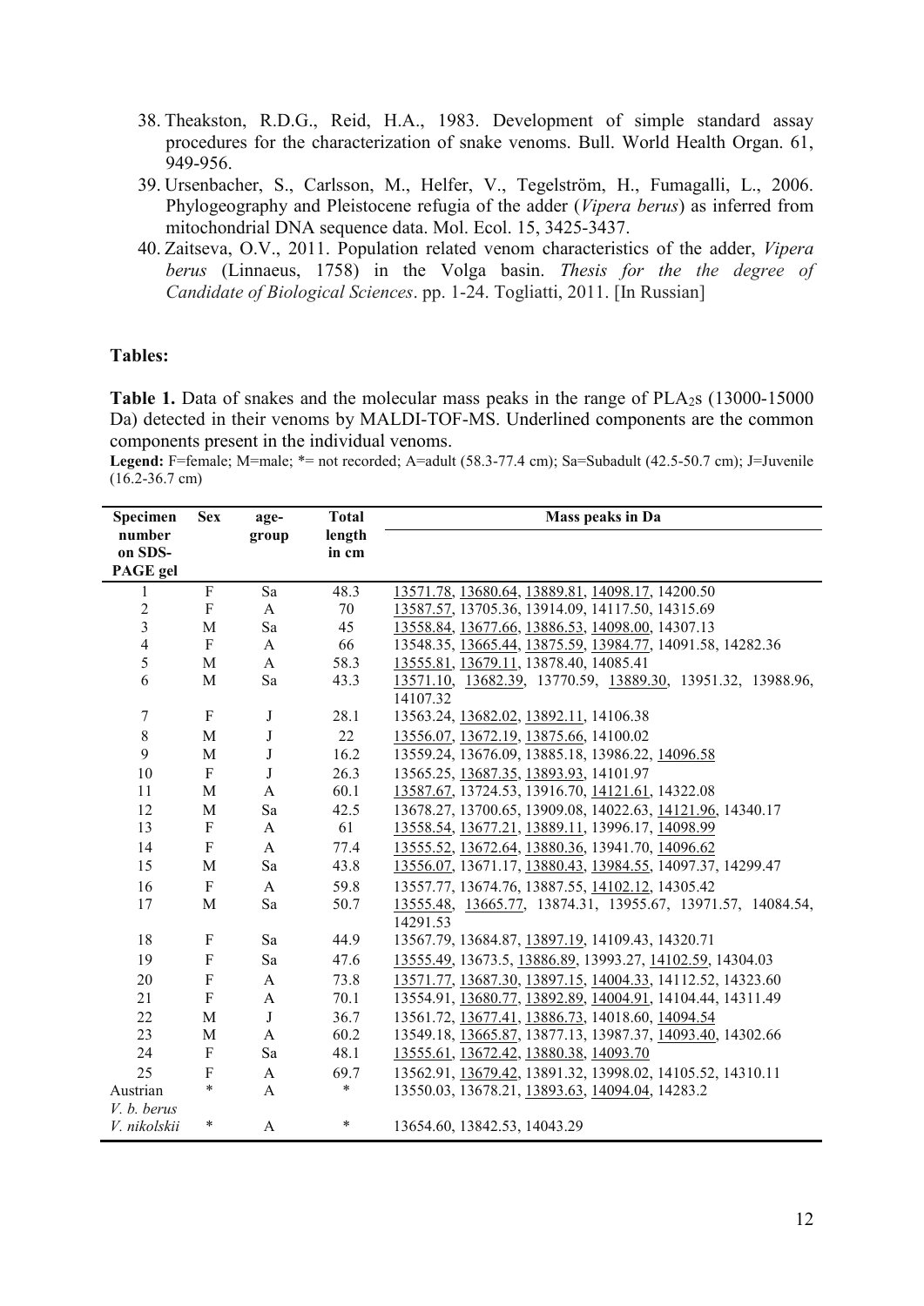38. Theakston, R.D.G., Reid, H.A., 1983. Development of simple standard assay procedures for the characterization of snake venoms. Bull. World Health Organ. 61, 949-956.
39. Ursenbacher, S., Carlsson, M., Helfer, V., Tegelström, H., Fumagalli, L., 2006. Phylogeography and Pleistocene refugia of the adder (*Vipera berus*) as inferred from mitochondrial DNA sequence data. Mol. Ecol. 15, 3425-3437.
40. Zaitseva, O.V., 2011. Population related venom characteristics of the adder, *Vipera berus* (Linnaeus, 1758) in the Volga basin. *Thesis for the the degree of Candidate of Biological Sciences*. pp. 1-24. Togliatti, 2011. [In Russian]

**Tables:**

**Table 1.** Data of snakes and the molecular mass peaks in the range of $PLA_2$s (13000-15000 Da) detected in their venoms by MALDI-TOF-MS. Underlined components are the common components present in the individual venoms.

**Legend:** F=female; M=male; *= not recorded; A=adult (58.3-77.4 cm); Sa=Subadult (42.5-50.7 cm); J=Juvenile (16.2-36.7 cm)

| Specimen number on SDS-PAGE gel | Sex | age-group | Total length in cm | Mass peaks in Da |
|---|---|---|---|---|
| 1 | F | Sa | 48.3 | <u>13571.78</u>, <u>13680.64</u>, <u>13889.81</u>, <u>14098.17</u>, 14200.50 |
| 2 | F | A | 70 | <u>13587.57</u>, 13705.36, 13914.09, 14117.50, 14315.69 |
| 3 | M | Sa | 45 | <u>13558.84</u>, <u>13677.66</u>, <u>13886.53</u>, <u>14098.00</u>, 14307.13 |
| 4 | F | A | 66 | 13548.35, <u>13665.44</u>, <u>13875.59</u>, <u>13984.77</u>, 14091.58, 14282.36 |
| 5 | M | A | 58.3 | <u>13555.81</u>, <u>13679.11</u>, 13878.40, 14085.41 |
| 6 | M | Sa | 43.3 | <u>13571.10</u>, <u>13682.39</u>, 13770.59, <u>13889.30</u>, 13951.32, 13988.96, 14107.32 |
| 7 | F | J | 28.1 | 13563.24, <u>13682.02</u>, <u>13892.11</u>, 14106.38 |
| 8 | M | J | 22 | <u>13556.07</u>, <u>13672.19</u>, <u>13875.66</u>, 14100.02 |
| 9 | M | J | 16.2 | 13559.24, 13676.09, 13885.18, 13986.22, <u>14096.58</u> |
| 10 | F | J | 26.3 | 13565.25, <u>13687.35</u>, <u>13893.93</u>, 14101.97 |
| 11 | M | A | 60.1 | <u>13587.67</u>, 13724.53, 13916.70, <u>14121.61</u>, 14322.08 |
| 12 | M | Sa | 42.5 | 13678.27, 13700.65, 13909.08, 14022.63, <u>14121.96</u>, 14340.17 |
| 13 | F | A | 61 | <u>13558.54</u>, <u>13677.21</u>, <u>13889.11</u>, 13996.17, <u>14098.99</u> |
| 14 | F | A | 77.4 | <u>13555.52</u>, <u>13672.64</u>, <u>13880.36</u>, 13941.70, <u>14096.62</u> |
| 15 | M | Sa | 43.8 | <u>13556.07</u>, 13671.17, <u>13880.43</u>, <u>13984.55</u>, 14097.37, 14299.47 |
| 16 | F | A | 59.8 | 13557.77, 13674.76, 13887.55, <u>14102.12</u>, 14305.42 |
| 17 | M | Sa | 50.7 | <u>13555.48</u>, <u>13665.77</u>, 13874.31, 13955.67, 13971.57, 14084.54, 14291.53 |
| 18 | F | Sa | 44.9 | 13567.79, 13684.87, <u>13897.19</u>, 14109.43, 14320.71 |
| 19 | F | Sa | 47.6 | <u>13555.49</u>, 13673.5, <u>13886.89</u>, 13993.27, <u>14102.59</u>, 14304.03 |
| 20 | F | A | 73.8 | <u>13571.77</u>, <u>13687.30</u>, <u>13897.15</u>, <u>14004.33</u>, 14112.52, 14323.60 |
| 21 | F | A | 70.1 | 13554.91, <u>13680.77</u>, <u>13892.89</u>, <u>14004.91</u>, 14104.44, 14311.49 |
| 22 | M | J | 36.7 | 13561.72, <u>13677.41</u>, <u>13886.73</u>, 14018.60, <u>14094.54</u> |
| 23 | M | A | 60.2 | 13549.18, <u>13665.87</u>, 13877.13, 13987.37, <u>14093.40</u>, 14302.66 |
| 24 | F | Sa | 48.1 | <u>13555.61</u>, <u>13672.42</u>, <u>13880.38</u>, <u>14093.70</u> |
| 25 | F | A | 69.7 | 13562.91, <u>13679.42</u>, 13891.32, 13998.02, 14105.52, 14310.11 |
| Austrian *V. b. berus* | * | A | * | 13550.03, 13678.21, <u>13893.63</u>, <u>14094.04</u>, 14283.2 |
| *V. nikolskii* | * | A | * | 13654.60, 13842.53, 14043.29 |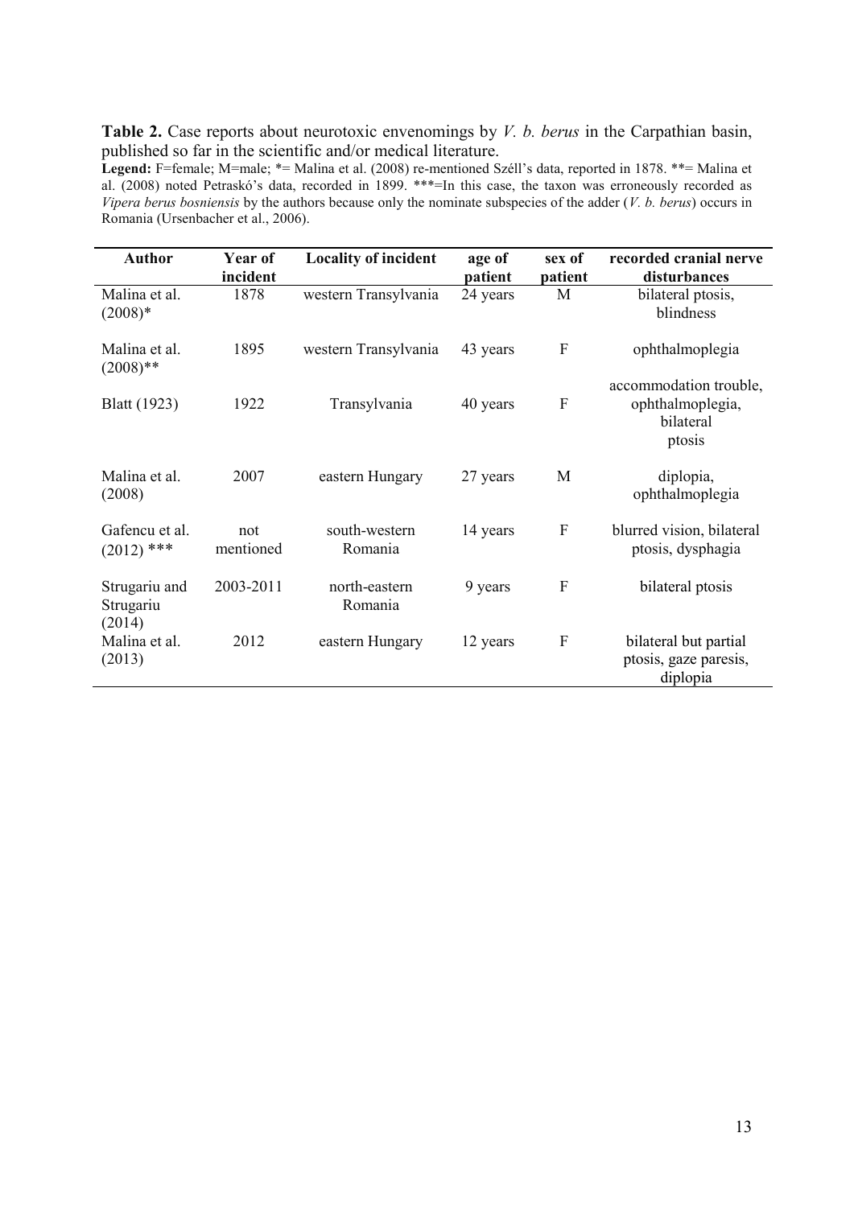**Table 2.** Case reports about neurotoxic envenomings by *V. b. berus* in the Carpathian basin, published so far in the scientific and/or medical literature.

**Legend:** F=female; M=male; *= Malina et al. (2008) re-mentioned Széll's data, reported in 1878. **= Malina et al. (2008) noted Petraskó's data, recorded in 1899. ***=In this case, the taxon was erroneously recorded as *Vipera berus bosniensis* by the authors because only the nominate subspecies of the adder (*V. b. berus*) occurs in Romania (Ursenbacher et al., 2006).

| Author | Year of incident | Locality of incident | age of patient | sex of patient | recorded cranial nerve disturbances |
|---|---|---|---|---|---|
| Malina et al. (2008)* | 1878 | western Transylvania | 24 years | M | bilateral ptosis, blindness |
| Malina et al. (2008)** | 1895 | western Transylvania | 43 years | F | ophthalmoplegia |
| Blatt (1923) | 1922 | Transylvania | 40 years | F | accommodation trouble, ophthalmoplegia, bilateral ptosis |
| Malina et al. (2008) | 2007 | eastern Hungary | 27 years | M | diplopia, ophthalmoplegia |
| Gafencu et al. (2012) *** | not mentioned | south-western Romania | 14 years | F | blurred vision, bilateral ptosis, dysphagia |
| Strugariu and Strugariu (2014) | 2003-2011 | north-eastern Romania | 9 years | F | bilateral ptosis |
| Malina et al. (2013) | 2012 | eastern Hungary | 12 years | F | bilateral but partial ptosis, gaze paresis, diplopia |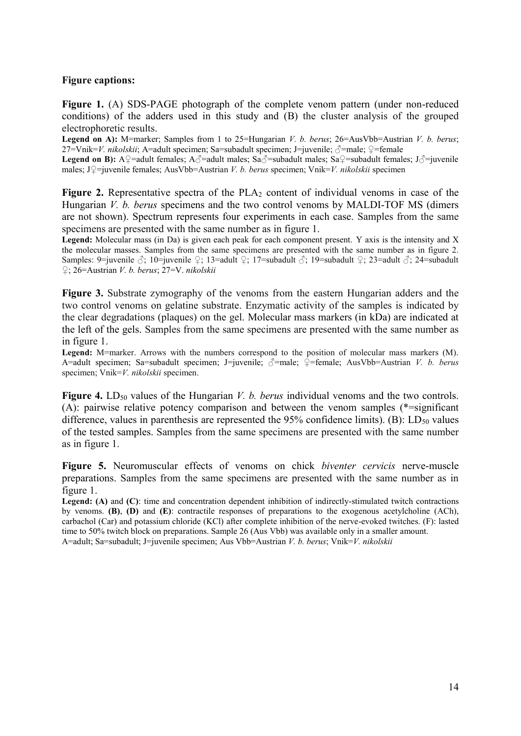**Figure captions:**

**Figure 1.** (A) SDS-PAGE photograph of the complete venom pattern (under non-reduced conditions) of the adders used in this study and (B) the cluster analysis of the grouped electrophoretic results.

**Legend on A):** M=marker; Samples from 1 to 25=Hungarian *V. b. berus*; 26=AusVbb=Austrian *V. b. berus*; 27=Vnik=*V. nikolskii*; A=adult specimen; Sa=subadult specimen; J=juvenile; ♂=male; ♀=female

**Legend on B):** A♀=adult females; A♂=adult males; Sa♂=subadult males; Sa♀=subadult females; J♂=juvenile males; J♀=juvenile females; AusVbb=Austrian *V. b. berus* specimen; Vnik=*V. nikolskii* specimen

**Figure 2.** Representative spectra of the $PLA_2$ content of individual venoms in case of the Hungarian *V. b. berus* specimens and the two control venoms by MALDI-TOF MS (dimers are not shown). Spectrum represents four experiments in each case. Samples from the same specimens are presented with the same number as in figure 1.

**Legend:** Molecular mass (in Da) is given each peak for each component present. Y axis is the intensity and X the molecular masses. Samples from the same specimens are presented with the same number as in figure 2. Samples: 9=juvenile ♂; 10=juvenile ♀; 13=adult ♀; 17=subadult ♂; 19=subadult ♀; 23=adult ♂; 24=subadult ♀; 26=Austrian *V. b. berus*; 27=V. *nikolskii*

**Figure 3.** Substrate zymography of the venoms from the eastern Hungarian adders and the two control venoms on gelatine substrate. Enzymatic activity of the samples is indicated by the clear degradations (plaques) on the gel. Molecular mass markers (in kDa) are indicated at the left of the gels. Samples from the same specimens are presented with the same number as in figure 1.

**Legend:** M=marker. Arrows with the numbers correspond to the position of molecular mass markers (M). A=adult specimen; Sa=subadult specimen; J=juvenile; ♂=male; ♀=female; AusVbb=Austrian *V. b. berus* specimen; Vnik=*V. nikolskii* specimen.

**Figure 4.** $LD_{50}$ values of the Hungarian *V. b. berus* individual venoms and the two controls. (A): pairwise relative potency comparison and between the venom samples (*=significant difference, values in parenthesis are represented the 95% confidence limits). (B): $LD_{50}$ values of the tested samples. Samples from the same specimens are presented with the same number as in figure 1.

**Figure 5.** Neuromuscular effects of venoms on chick *biventer cervicis* nerve-muscle preparations. Samples from the same specimens are presented with the same number as in figure 1.

**Legend: (A)** and **(C)**: time and concentration dependent inhibition of indirectly-stimulated twitch contractions by venoms. **(B)**, **(D)** and **(E)**: contractile responses of preparations to the exogenous acetylcholine (ACh), carbachol (Car) and potassium chloride (KCl) after complete inhibition of the nerve-evoked twitches. (F): lasted time to 50% twitch block on preparations. Sample 26 (Aus Vbb) was available only in a smaller amount.
A=adult; Sa=subadult; J=juvenile specimen; Aus Vbb=Austrian *V. b. berus*; Vnik=*V. nikolskii*